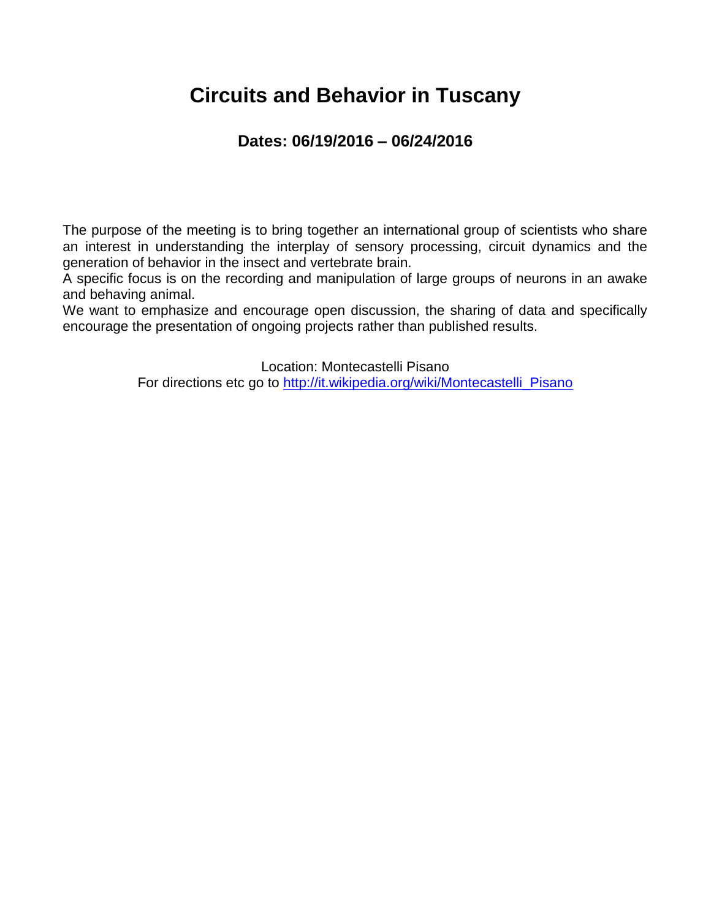# Circuits and Behavior in Tuscany

## Dates: 06/19/2016 – 06/24/2016

The purpose of the meeting is to bring together an international group of scientists who share an interest in understanding the interplay of sensory processing, circuit dynamics and the generation of behavior in the insect and vertebrate brain.

A specific focus is on the recording and manipulation of large groups of neurons in an awake and behaving animal.

We want to emphasize and encourage open discussion, the sharing of data and specifically encourage the presentation of ongoing projects rather than published results.

Location: Montecastelli Pisano

For directions etc go to http://it.wikipedia.org/wiki/Montecastelli_Pisano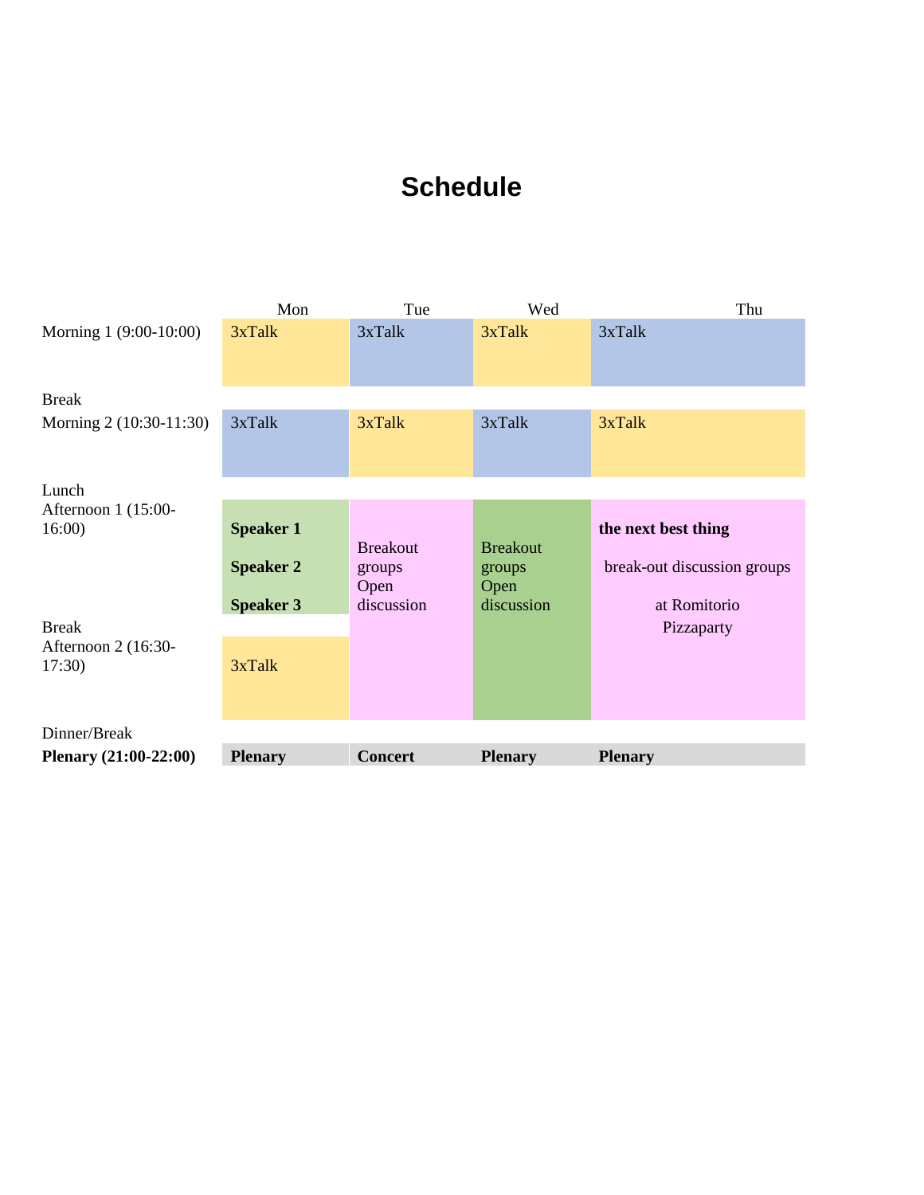# Schedule

| | Mon | Tue | Wed | Thu |
|---|---|---|---|---|
| Morning 1 (9:00-10:00) | 3xTalk | 3xTalk | 3xTalk | 3xTalk |
| Break | | | | |
| Morning 2 (10:30-11:30) | 3xTalk | 3xTalk | 3xTalk | 3xTalk |
| Lunch | | | | |
| Afternoon 1 (15:00-16:00) | **Speaker 1** **Speaker 2** **Speaker 3** | Breakout groups Open discussion | Breakout groups Open discussion | **the next best thing** break-out discussion groups at Romitorio Pizzaparty |
| Break | | | | |
| Afternoon 2 (16:30-17:30) | 3xTalk | | | |
| Dinner/Break | | | | |
| **Plenary (21:00-22:00)** | **Plenary** | **Concert** | **Plenary** | **Plenary** |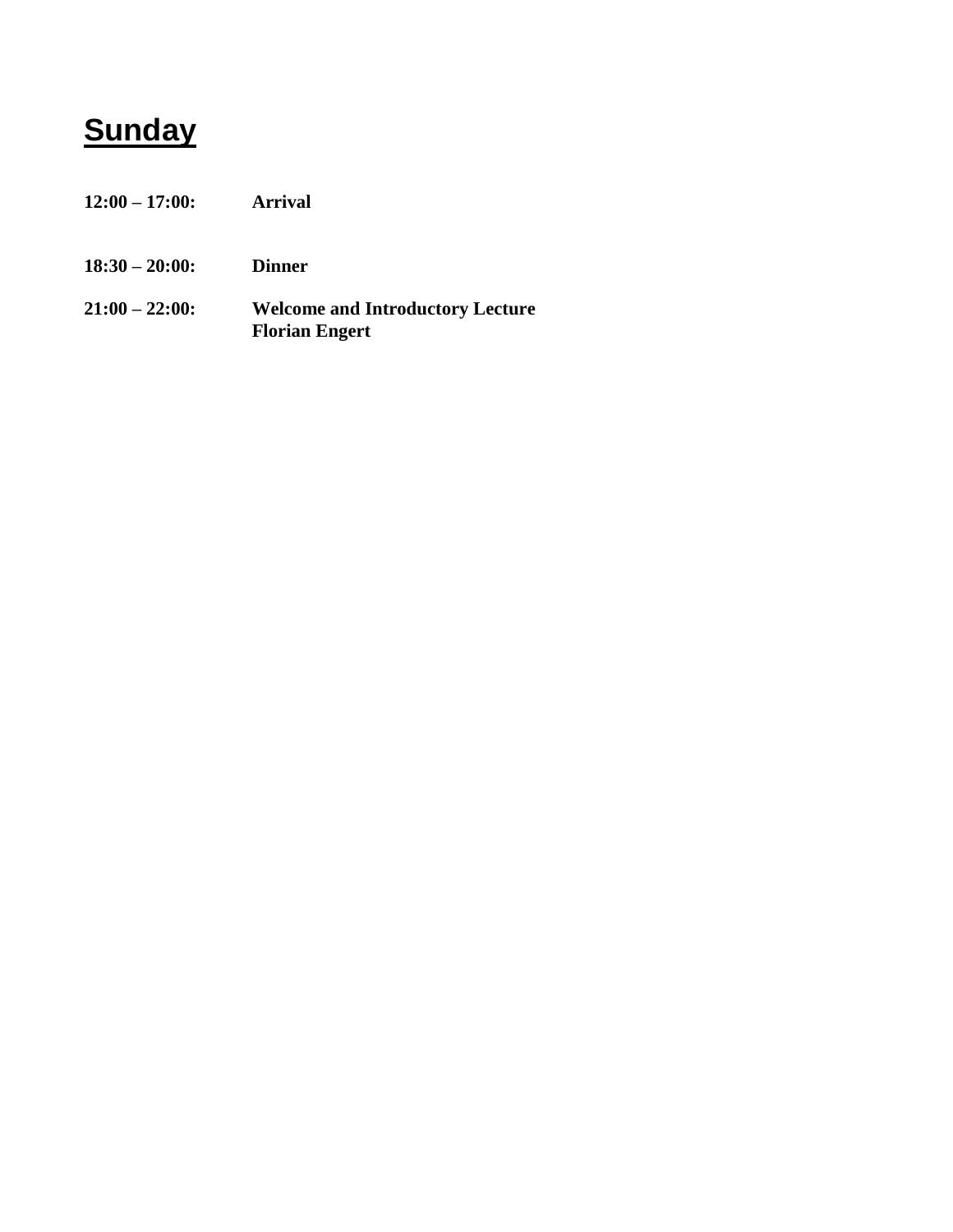# Sunday

**12:00 – 17:00:** **Arrival**

**18:30 – 20:00:** **Dinner**

**21:00 – 22:00:** **Welcome and Introductory Lecture**
**Florian Engert**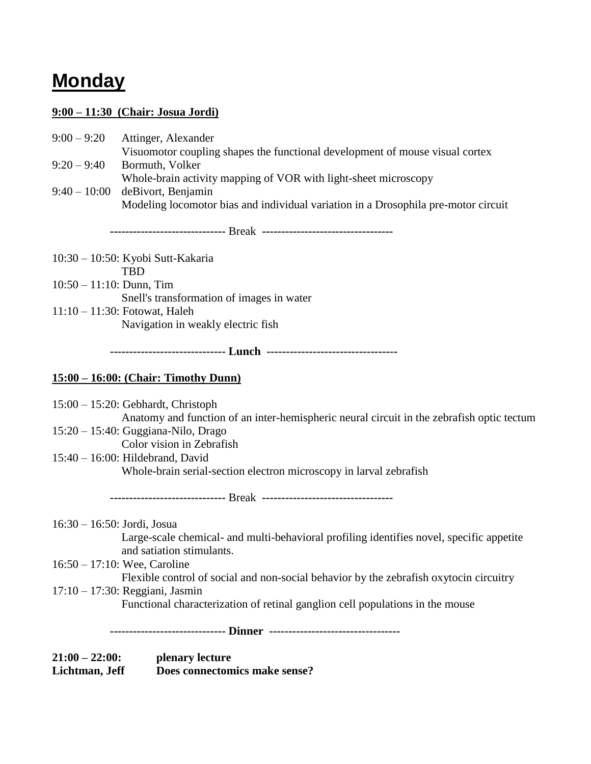# Monday

**9:00 – 11:30 (Chair: Josua Jordi)**

9:00 – 9:20 Attinger, Alexander
Visuomotor coupling shapes the functional development of mouse visual cortex

9:20 – 9:40 Bormuth, Volker
Whole-brain activity mapping of VOR with light-sheet microscopy

9:40 – 10:00 deBivort, Benjamin
Modeling locomotor bias and individual variation in a Drosophila pre-motor circuit

------------------------------ Break ----------------------------------

10:30 – 10:50: Kyobi Sutt-Kakaria
TBD

10:50 – 11:10: Dunn, Tim
Snell's transformation of images in water

11:10 – 11:30: Fotowat, Haleh
Navigation in weakly electric fish

**------------------------------ Lunch ----------------------------------**

**15:00 – 16:00: (Chair: Timothy Dunn)**

15:00 – 15:20: Gebhardt, Christoph
Anatomy and function of an inter-hemispheric neural circuit in the zebrafish optic tectum

15:20 – 15:40: Guggiana-Nilo, Drago
Color vision in Zebrafish

15:40 – 16:00: Hildebrand, David
Whole-brain serial-section electron microscopy in larval zebrafish

------------------------------ Break ----------------------------------

16:30 – 16:50: Jordi, Josua
Large-scale chemical- and multi-behavioral profiling identifies novel, specific appetite and satiation stimulants.

16:50 – 17:10: Wee, Caroline
Flexible control of social and non-social behavior by the zebrafish oxytocin circuitry

17:10 – 17:30: Reggiani, Jasmin
Functional characterization of retinal ganglion cell populations in the mouse

**------------------------------ Dinner ----------------------------------**

**21:00 – 22:00: plenary lecture**
**Lichtman, Jeff Does connectomics make sense?**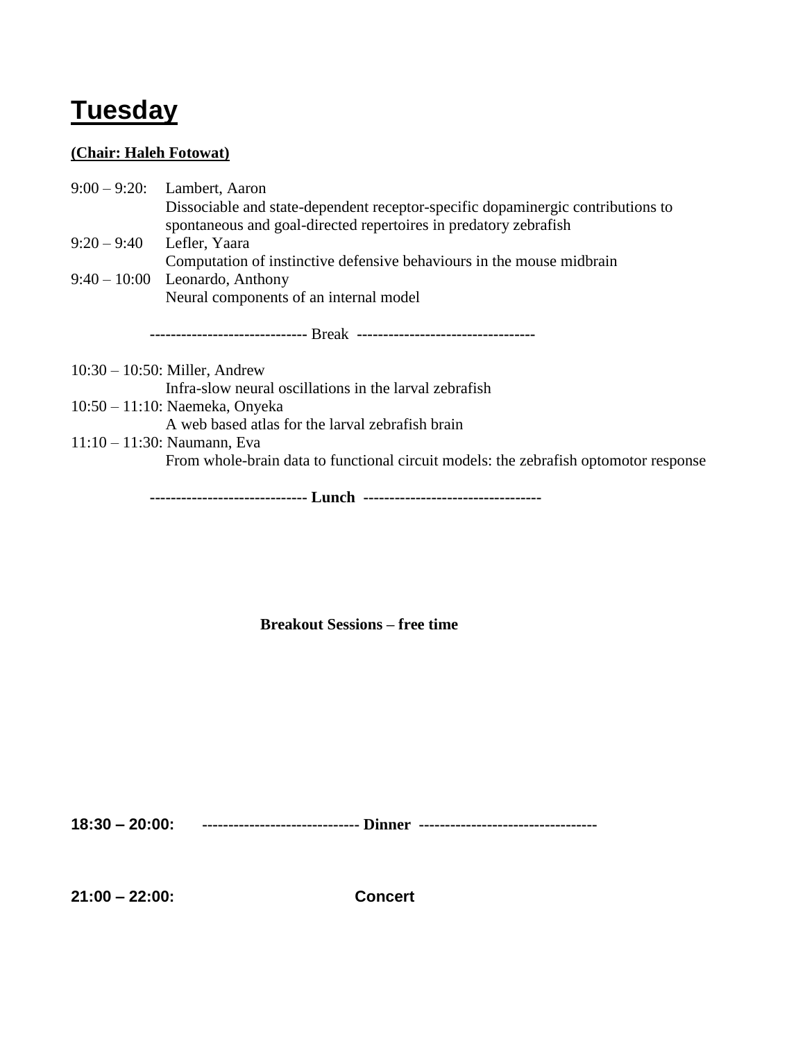# Tuesday

**(Chair: Haleh Fotowat)**

9:00 – 9:20: Lambert, Aaron
Dissociable and state-dependent receptor-specific dopaminergic contributions to spontaneous and goal-directed repertoires in predatory zebrafish

9:20 – 9:40 Lefler, Yaara
Computation of instinctive defensive behaviours in the mouse midbrain

9:40 – 10:00 Leonardo, Anthony
Neural components of an internal model

------------------------------ Break ----------------------------------

10:30 – 10:50: Miller, Andrew
Infra-slow neural oscillations in the larval zebrafish

10:50 – 11:10: Naemeka, Onyeka
A web based atlas for the larval zebrafish brain

11:10 – 11:30: Naumann, Eva
From whole-brain data to functional circuit models: the zebrafish optomotor response

------------------------------ **Lunch** ----------------------------------

**Breakout Sessions – free time**

**18:30 – 20:00:** ------------------------------ **Dinner** ----------------------------------

**21:00 – 22:00:** **Concert**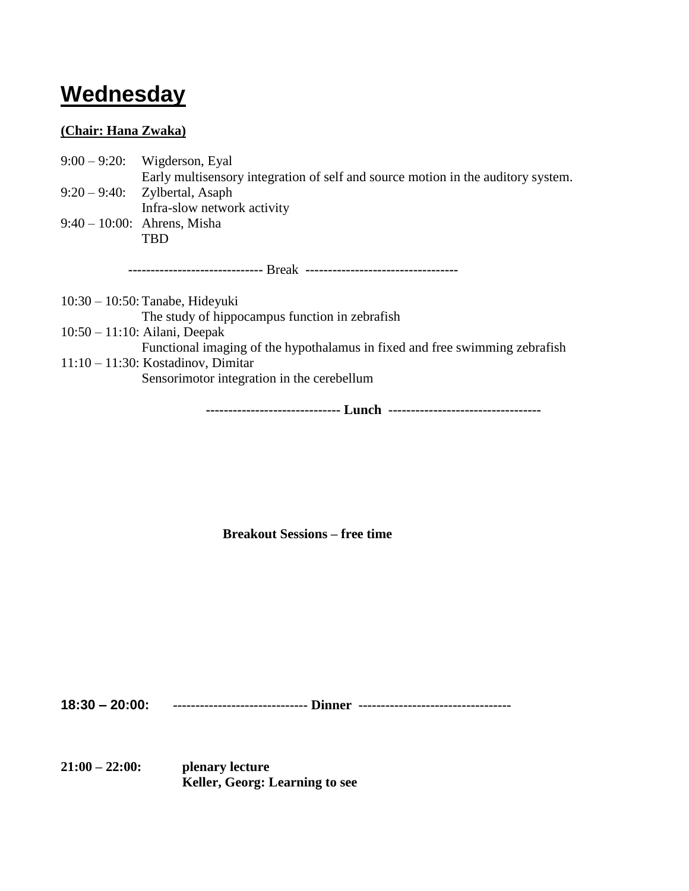# Wednesday

**(Chair: Hana Zwaka)**

9:00 – 9:20: Wigderson, Eyal
Early multisensory integration of self and source motion in the auditory system.

9:20 – 9:40: Zylbertal, Asaph
Infra-slow network activity

9:40 – 10:00: Ahrens, Misha
TBD

------------------------------ Break ----------------------------------

10:30 – 10:50: Tanabe, Hideyuki
The study of hippocampus function in zebrafish

10:50 – 11:10: Ailani, Deepak
Functional imaging of the hypothalamus in fixed and free swimming zebrafish

11:10 – 11:30: Kostadinov, Dimitar
Sensorimotor integration in the cerebellum

**------------------------------ Lunch ----------------------------------**

**Breakout Sessions – free time**

**18:30 – 20:00:** **------------------------------ Dinner ----------------------------------**

**21:00 – 22:00:** **plenary lecture**
**Keller, Georg: Learning to see**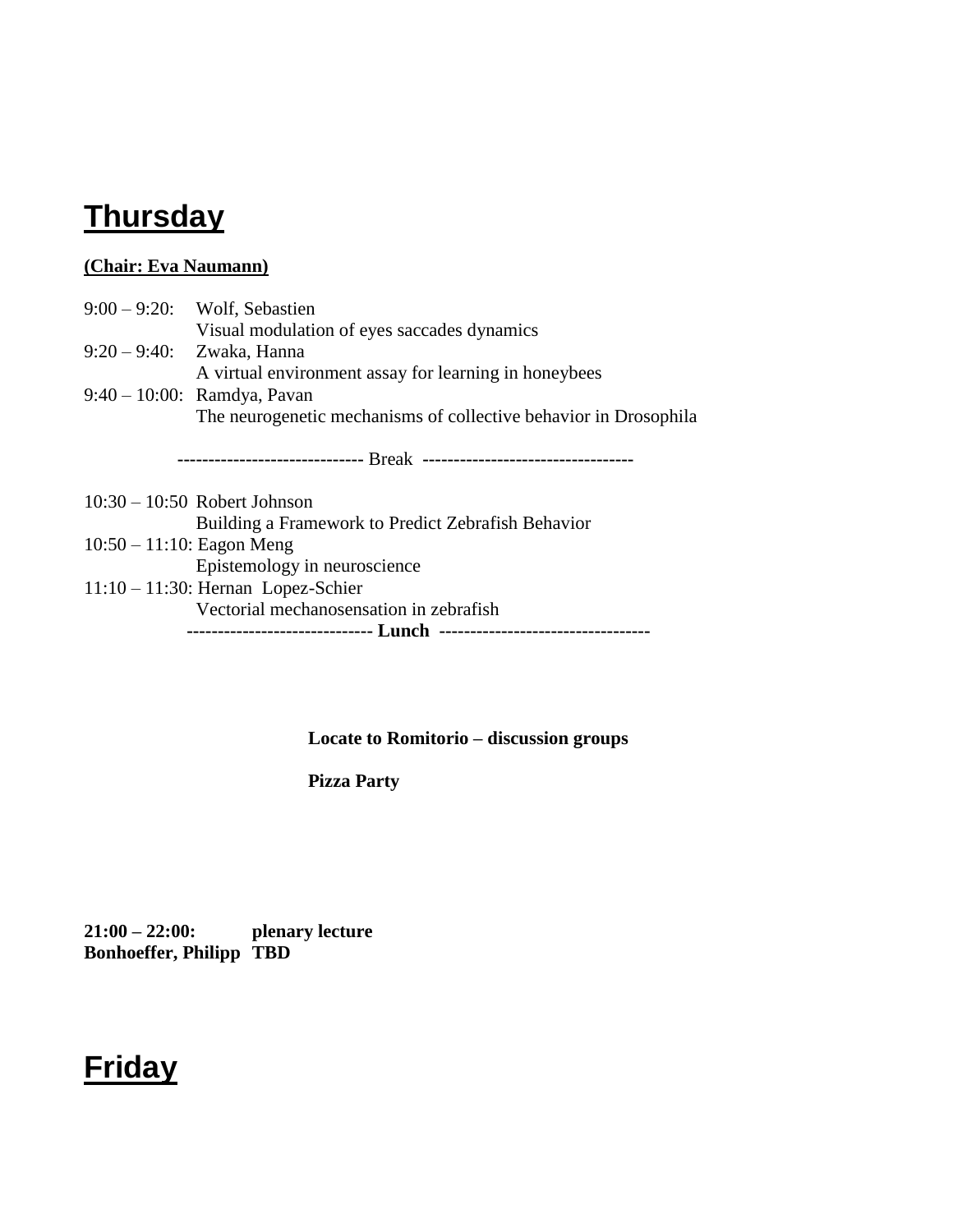# Thursday

**(Chair: Eva Naumann)**

9:00 – 9:20: Wolf, Sebastien
Visual modulation of eyes saccades dynamics

9:20 – 9:40: Zwaka, Hanna
A virtual environment assay for learning in honeybees

9:40 – 10:00: Ramdya, Pavan
The neurogenetic mechanisms of collective behavior in Drosophila

------------------------------ Break ----------------------------------

10:30 – 10:50 Robert Johnson
Building a Framework to Predict Zebrafish Behavior

10:50 – 11:10: Eagon Meng
Epistemology in neuroscience

11:10 – 11:30: Hernan Lopez-Schier
Vectorial mechanosensation in zebrafish

**------------------------------ Lunch ----------------------------------**

**Locate to Romitorio – discussion groups**

**Pizza Party**

**21:00 – 22:00: plenary lecture**
**Bonhoeffer, Philipp TBD**

# Friday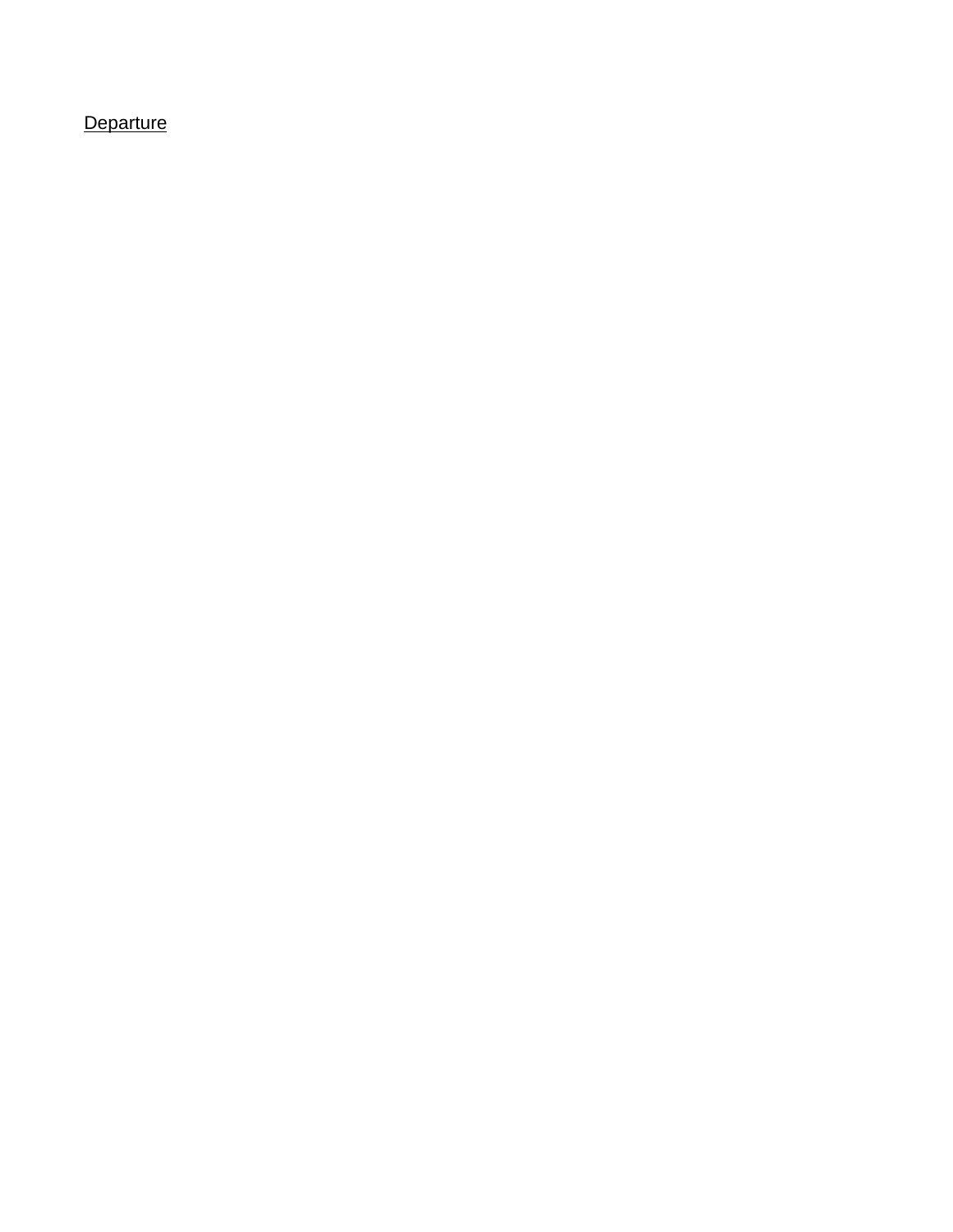<u>Departure</u>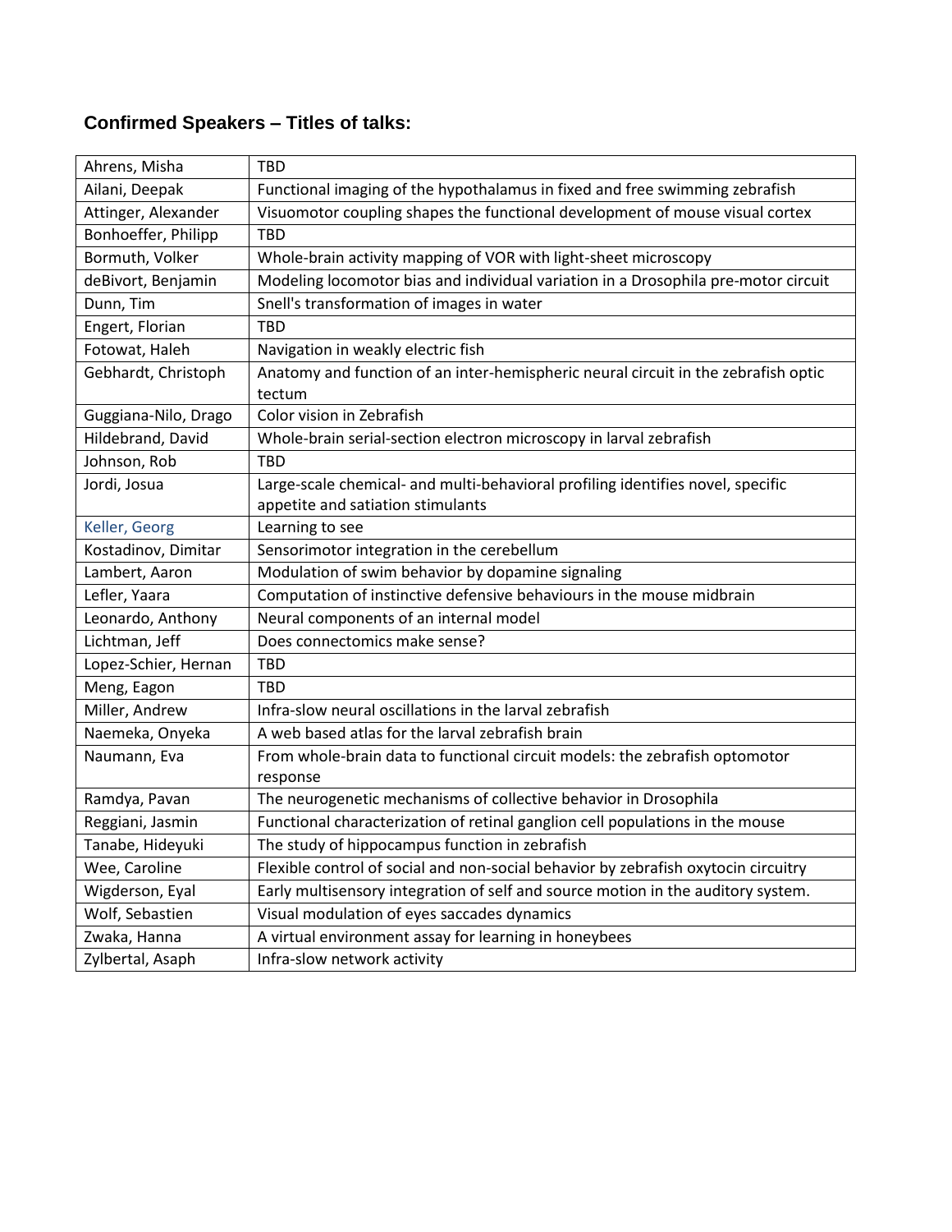### Confirmed Speakers – Titles of talks:

| | |
|---|---|
| Ahrens, Misha | TBD |
| Ailani, Deepak | Functional imaging of the hypothalamus in fixed and free swimming zebrafish |
| Attinger, Alexander | Visuomotor coupling shapes the functional development of mouse visual cortex |
| Bonhoeffer, Philipp | TBD |
| Bormuth, Volker | Whole-brain activity mapping of VOR with light-sheet microscopy |
| deBivort, Benjamin | Modeling locomotor bias and individual variation in a Drosophila pre-motor circuit |
| Dunn, Tim | Snell's transformation of images in water |
| Engert, Florian | TBD |
| Fotowat, Haleh | Navigation in weakly electric fish |
| Gebhardt, Christoph | Anatomy and function of an inter-hemispheric neural circuit in the zebrafish optic tectum |
| Guggiana-Nilo, Drago | Color vision in Zebrafish |
| Hildebrand, David | Whole-brain serial-section electron microscopy in larval zebrafish |
| Johnson, Rob | TBD |
| Jordi, Josua | Large-scale chemical- and multi-behavioral profiling identifies novel, specific appetite and satiation stimulants |
| Keller, Georg | Learning to see |
| Kostadinov, Dimitar | Sensorimotor integration in the cerebellum |
| Lambert, Aaron | Modulation of swim behavior by dopamine signaling |
| Lefler, Yaara | Computation of instinctive defensive behaviours in the mouse midbrain |
| Leonardo, Anthony | Neural components of an internal model |
| Lichtman, Jeff | Does connectomics make sense? |
| Lopez-Schier, Hernan | TBD |
| Meng, Eagon | TBD |
| Miller, Andrew | Infra-slow neural oscillations in the larval zebrafish |
| Naemeka, Onyeka | A web based atlas for the larval zebrafish brain |
| Naumann, Eva | From whole-brain data to functional circuit models: the zebrafish optomotor response |
| Ramdya, Pavan | The neurogenetic mechanisms of collective behavior in Drosophila |
| Reggiani, Jasmin | Functional characterization of retinal ganglion cell populations in the mouse |
| Tanabe, Hideyuki | The study of hippocampus function in zebrafish |
| Wee, Caroline | Flexible control of social and non-social behavior by zebrafish oxytocin circuitry |
| Wigderson, Eyal | Early multisensory integration of self and source motion in the auditory system. |
| Wolf, Sebastien | Visual modulation of eyes saccades dynamics |
| Zwaka, Hanna | A virtual environment assay for learning in honeybees |
| Zylbertal, Asaph | Infra-slow network activity |